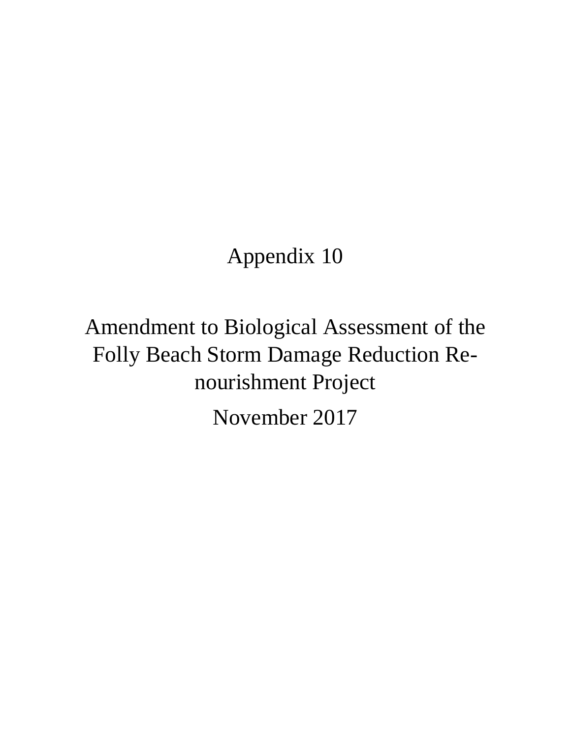# Appendix 10

# Amendment to Biological Assessment of the Folly Beach Storm Damage Reduction Re-nourishment Project

November 2017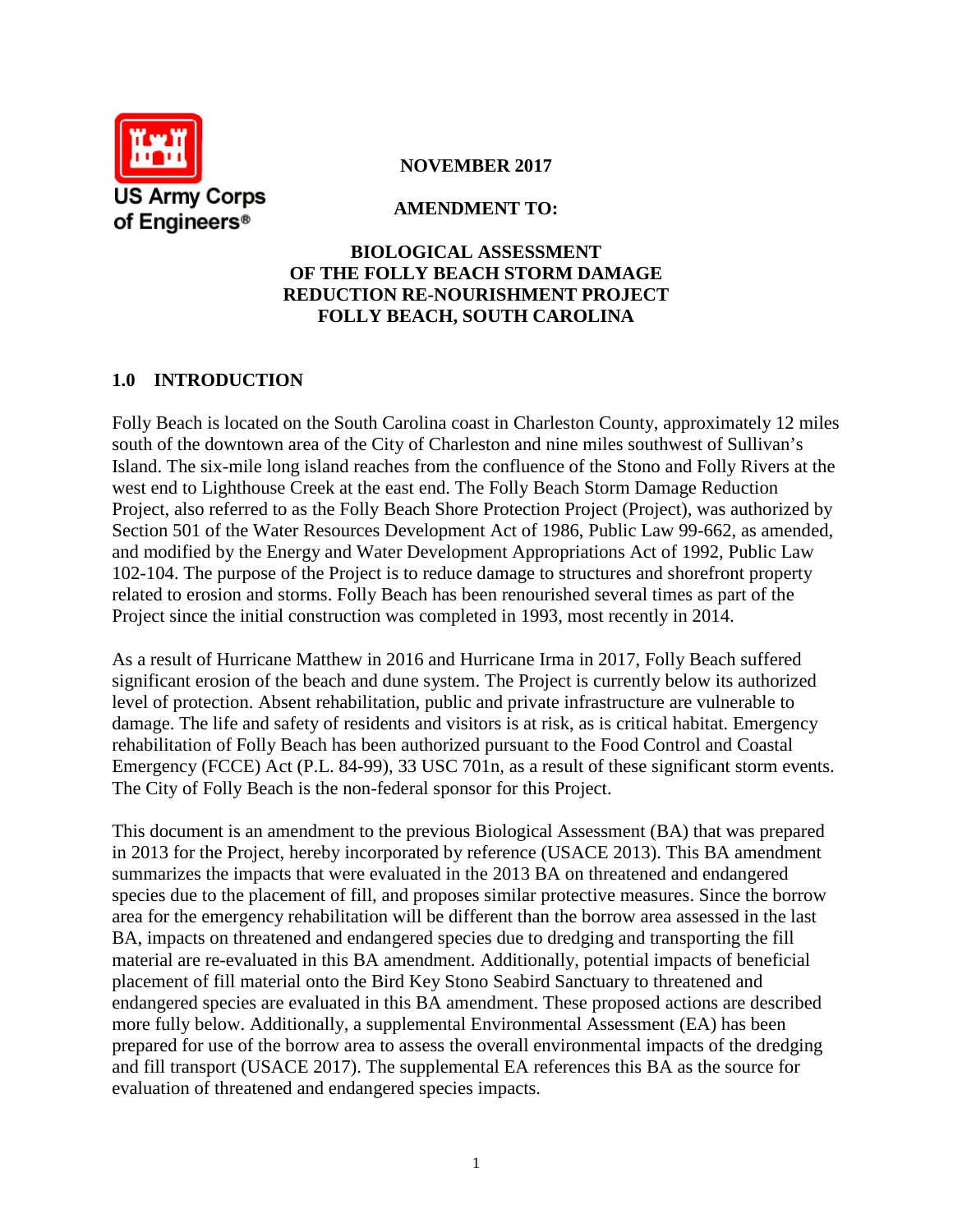**NOVEMBER 2017**

**AMENDMENT TO:**

# BIOLOGICAL ASSESSMENT OF THE FOLLY BEACH STORM DAMAGE REDUCTION RE-NOURISHMENT PROJECT FOLLY BEACH, SOUTH CAROLINA

## 1.0 INTRODUCTION

Folly Beach is located on the South Carolina coast in Charleston County, approximately 12 miles south of the downtown area of the City of Charleston and nine miles southwest of Sullivan's Island. The six-mile long island reaches from the confluence of the Stono and Folly Rivers at the west end to Lighthouse Creek at the east end. The Folly Beach Storm Damage Reduction Project, also referred to as the Folly Beach Shore Protection Project (Project), was authorized by Section 501 of the Water Resources Development Act of 1986, Public Law 99-662, as amended, and modified by the Energy and Water Development Appropriations Act of 1992, Public Law 102-104. The purpose of the Project is to reduce damage to structures and shorefront property related to erosion and storms. Folly Beach has been renourished several times as part of the Project since the initial construction was completed in 1993, most recently in 2014.

As a result of Hurricane Matthew in 2016 and Hurricane Irma in 2017, Folly Beach suffered significant erosion of the beach and dune system. The Project is currently below its authorized level of protection. Absent rehabilitation, public and private infrastructure are vulnerable to damage. The life and safety of residents and visitors is at risk, as is critical habitat. Emergency rehabilitation of Folly Beach has been authorized pursuant to the Food Control and Coastal Emergency (FCCE) Act (P.L. 84-99), 33 USC 701n, as a result of these significant storm events. The City of Folly Beach is the non-federal sponsor for this Project.

This document is an amendment to the previous Biological Assessment (BA) that was prepared in 2013 for the Project, hereby incorporated by reference (USACE 2013). This BA amendment summarizes the impacts that were evaluated in the 2013 BA on threatened and endangered species due to the placement of fill, and proposes similar protective measures. Since the borrow area for the emergency rehabilitation will be different than the borrow area assessed in the last BA, impacts on threatened and endangered species due to dredging and transporting the fill material are re-evaluated in this BA amendment. Additionally, potential impacts of beneficial placement of fill material onto the Bird Key Stono Seabird Sanctuary to threatened and endangered species are evaluated in this BA amendment. These proposed actions are described more fully below. Additionally, a supplemental Environmental Assessment (EA) has been prepared for use of the borrow area to assess the overall environmental impacts of the dredging and fill transport (USACE 2017). The supplemental EA references this BA as the source for evaluation of threatened and endangered species impacts.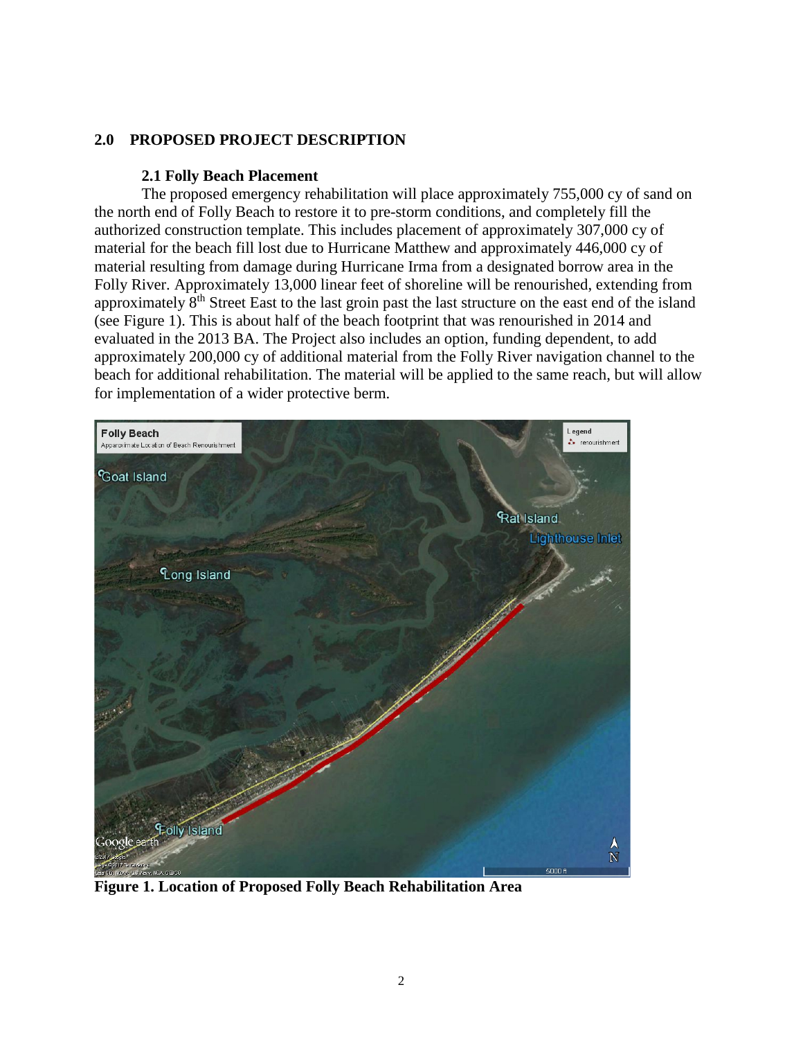## 2.0 PROPOSED PROJECT DESCRIPTION

### 2.1 Folly Beach Placement

The proposed emergency rehabilitation will place approximately 755,000 cy of sand on the north end of Folly Beach to restore it to pre-storm conditions, and completely fill the authorized construction template. This includes placement of approximately 307,000 cy of material for the beach fill lost due to Hurricane Matthew and approximately 446,000 cy of material resulting from damage during Hurricane Irma from a designated borrow area in the Folly River. Approximately 13,000 linear feet of shoreline will be renourished, extending from approximately 8th Street East to the last groin past the last structure on the east end of the island (see Figure 1). This is about half of the beach footprint that was renourished in 2014 and evaluated in the 2013 BA. The Project also includes an option, funding dependent, to add approximately 200,000 cy of additional material from the Folly River navigation channel to the beach for additional rehabilitation. The material will be applied to the same reach, but will allow for implementation of a wider protective berm.

**Figure 1. Location of Proposed Folly Beach Rehabilitation Area**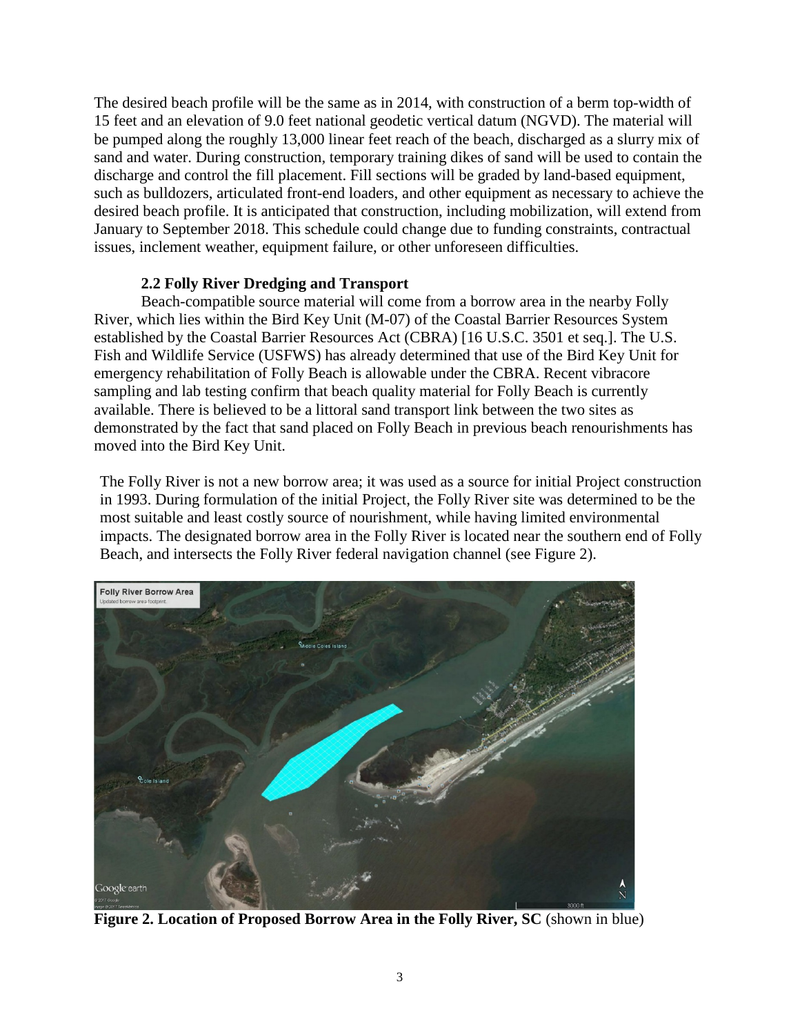The desired beach profile will be the same as in 2014, with construction of a berm top-width of 15 feet and an elevation of 9.0 feet national geodetic vertical datum (NGVD). The material will be pumped along the roughly 13,000 linear feet reach of the beach, discharged as a slurry mix of sand and water. During construction, temporary training dikes of sand will be used to contain the discharge and control the fill placement. Fill sections will be graded by land-based equipment, such as bulldozers, articulated front-end loaders, and other equipment as necessary to achieve the desired beach profile. It is anticipated that construction, including mobilization, will extend from January to September 2018. This schedule could change due to funding constraints, contractual issues, inclement weather, equipment failure, or other unforeseen difficulties.

### 2.2 Folly River Dredging and Transport

Beach-compatible source material will come from a borrow area in the nearby Folly River, which lies within the Bird Key Unit (M-07) of the Coastal Barrier Resources System established by the Coastal Barrier Resources Act (CBRA) [16 U.S.C. 3501 et seq.]. The U.S. Fish and Wildlife Service (USFWS) has already determined that use of the Bird Key Unit for emergency rehabilitation of Folly Beach is allowable under the CBRA. Recent vibracore sampling and lab testing confirm that beach quality material for Folly Beach is currently available. There is believed to be a littoral sand transport link between the two sites as demonstrated by the fact that sand placed on Folly Beach in previous beach renourishments has moved into the Bird Key Unit.

The Folly River is not a new borrow area; it was used as a source for initial Project construction in 1993. During formulation of the initial Project, the Folly River site was determined to be the most suitable and least costly source of nourishment, while having limited environmental impacts. The designated borrow area in the Folly River is located near the southern end of Folly Beach, and intersects the Folly River federal navigation channel (see Figure 2).

**Figure 2. Location of Proposed Borrow Area in the Folly River, SC** (shown in blue)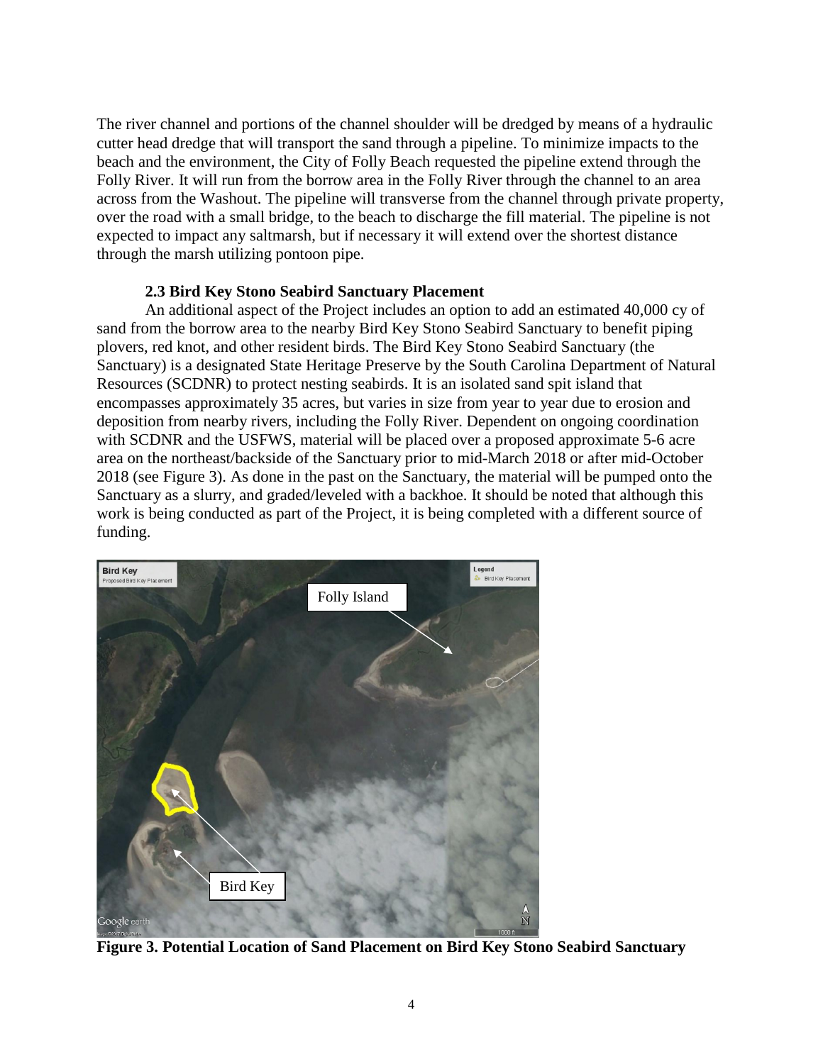The river channel and portions of the channel shoulder will be dredged by means of a hydraulic cutter head dredge that will transport the sand through a pipeline. To minimize impacts to the beach and the environment, the City of Folly Beach requested the pipeline extend through the Folly River. It will run from the borrow area in the Folly River through the channel to an area across from the Washout. The pipeline will transverse from the channel through private property, over the road with a small bridge, to the beach to discharge the fill material. The pipeline is not expected to impact any saltmarsh, but if necessary it will extend over the shortest distance through the marsh utilizing pontoon pipe.

### 2.3 Bird Key Stono Seabird Sanctuary Placement

An additional aspect of the Project includes an option to add an estimated 40,000 cy of sand from the borrow area to the nearby Bird Key Stono Seabird Sanctuary to benefit piping plovers, red knot, and other resident birds. The Bird Key Stono Seabird Sanctuary (the Sanctuary) is a designated State Heritage Preserve by the South Carolina Department of Natural Resources (SCDNR) to protect nesting seabirds. It is an isolated sand spit island that encompasses approximately 35 acres, but varies in size from year to year due to erosion and deposition from nearby rivers, including the Folly River. Dependent on ongoing coordination with SCDNR and the USFWS, material will be placed over a proposed approximate 5-6 acre area on the northeast/backside of the Sanctuary prior to mid-March 2018 or after mid-October 2018 (see Figure 3). As done in the past on the Sanctuary, the material will be pumped onto the Sanctuary as a slurry, and graded/leveled with a backhoe. It should be noted that although this work is being conducted as part of the Project, it is being completed with a different source of funding.

**Figure 3. Potential Location of Sand Placement on Bird Key Stono Seabird Sanctuary**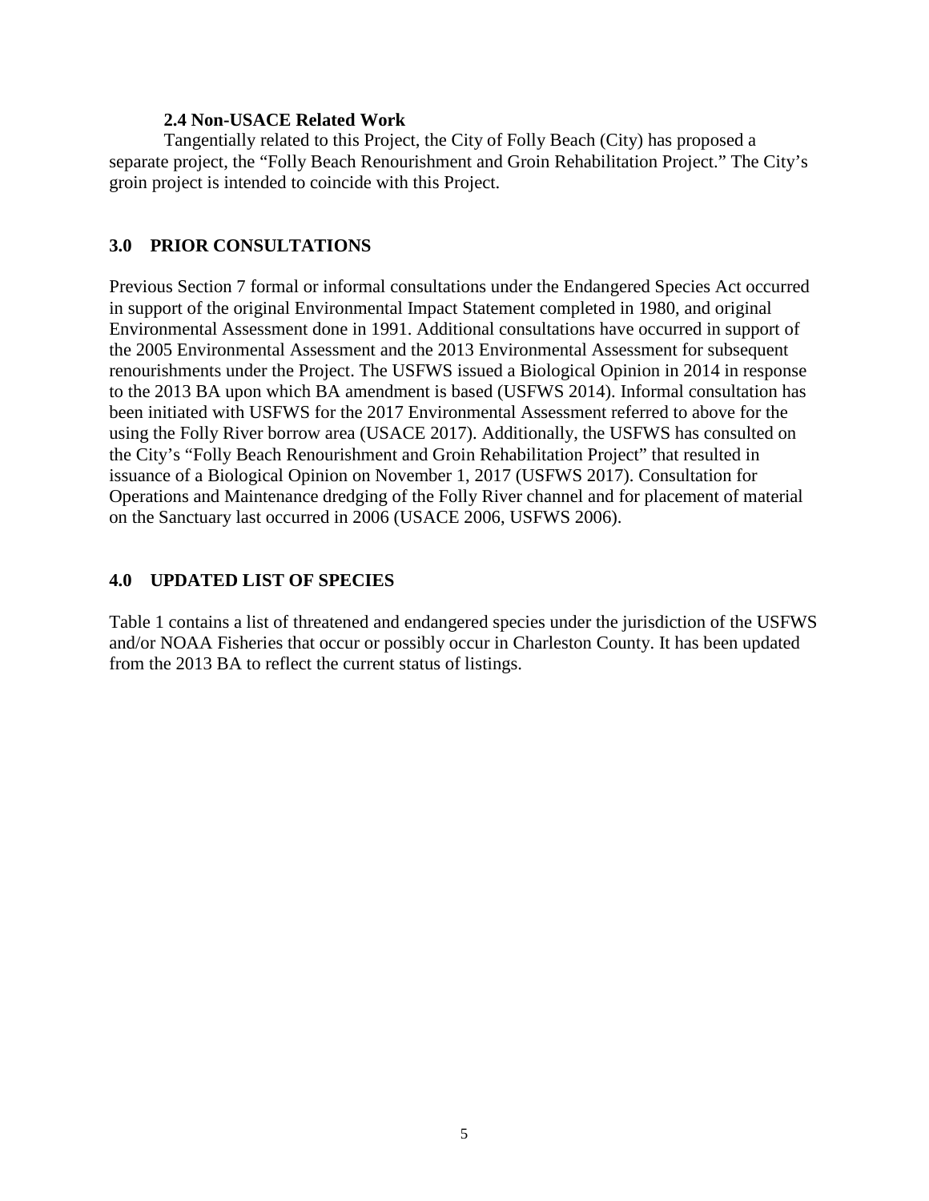### 2.4 Non-USACE Related Work

Tangentially related to this Project, the City of Folly Beach (City) has proposed a separate project, the "Folly Beach Renourishment and Groin Rehabilitation Project." The City's groin project is intended to coincide with this Project.

## 3.0 PRIOR CONSULTATIONS

Previous Section 7 formal or informal consultations under the Endangered Species Act occurred in support of the original Environmental Impact Statement completed in 1980, and original Environmental Assessment done in 1991. Additional consultations have occurred in support of the 2005 Environmental Assessment and the 2013 Environmental Assessment for subsequent renourishments under the Project. The USFWS issued a Biological Opinion in 2014 in response to the 2013 BA upon which BA amendment is based (USFWS 2014). Informal consultation has been initiated with USFWS for the 2017 Environmental Assessment referred to above for the using the Folly River borrow area (USACE 2017). Additionally, the USFWS has consulted on the City's "Folly Beach Renourishment and Groin Rehabilitation Project" that resulted in issuance of a Biological Opinion on November 1, 2017 (USFWS 2017). Consultation for Operations and Maintenance dredging of the Folly River channel and for placement of material on the Sanctuary last occurred in 2006 (USACE 2006, USFWS 2006).

## 4.0 UPDATED LIST OF SPECIES

Table 1 contains a list of threatened and endangered species under the jurisdiction of the USFWS and/or NOAA Fisheries that occur or possibly occur in Charleston County. It has been updated from the 2013 BA to reflect the current status of listings.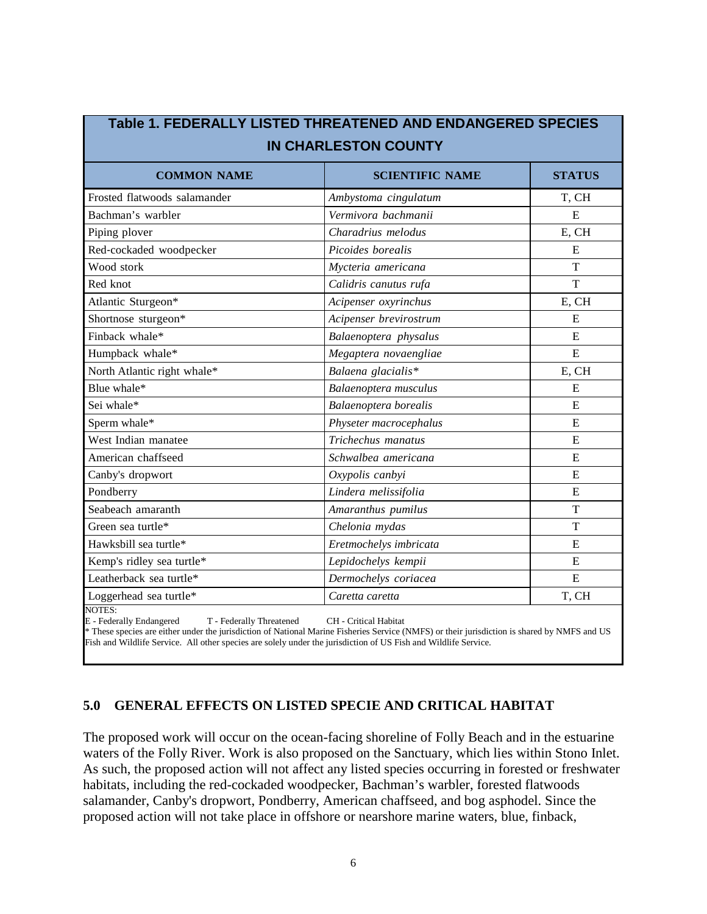| Table 1. FEDERALLY LISTED THREATENED AND ENDANGERED SPECIES IN CHARLESTON COUNTY | | |
|---|---|---|
| **COMMON NAME** | **SCIENTIFIC NAME** | **STATUS** |
| Frosted flatwoods salamander | *Ambystoma cingulatum* | T, CH |
| Bachman's warbler | *Vermivora bachmanii* | E |
| Piping plover | *Charadrius melodus* | E, CH |
| Red-cockaded woodpecker | *Picoides borealis* | E |
| Wood stork | *Mycteria americana* | T |
| Red knot | *Calidris canutus rufa* | T |
| Atlantic Sturgeon* | *Acipenser oxyrinchus* | E, CH |
| Shortnose sturgeon* | *Acipenser brevirostrum* | E |
| Finback whale* | *Balaenoptera physalus* | E |
| Humpback whale* | *Megaptera novaengliae* | E |
| North Atlantic right whale* | *Balaena glacialis** | E, CH |
| Blue whale* | *Balaenoptera musculus* | E |
| Sei whale* | *Balaenoptera borealis* | E |
| Sperm whale* | *Physeter macrocephalus* | E |
| West Indian manatee | *Trichechus manatus* | E |
| American chaffseed | *Schwalbea americana* | E |
| Canby's dropwort | *Oxypolis canbyi* | E |
| Pondberry | *Lindera melissifolia* | E |
| Seabeach amaranth | *Amaranthus pumilus* | T |
| Green sea turtle* | *Chelonia mydas* | T |
| Hawksbill sea turtle* | *Eretmochelys imbricata* | E |
| Kemp's ridley sea turtle* | *Lepidochelys kempii* | E |
| Leatherback sea turtle* | *Dermochelys coriacea* | E |
| Loggerhead sea turtle* | *Caretta caretta* | T, CH |

NOTES:
E - Federally Endangered T - Federally Threatened CH - Critical Habitat
* These species are either under the jurisdiction of National Marine Fisheries Service (NMFS) or their jurisdiction is shared by NMFS and US Fish and Wildlife Service. All other species are solely under the jurisdiction of US Fish and Wildlife Service.

## 5.0 GENERAL EFFECTS ON LISTED SPECIE AND CRITICAL HABITAT

The proposed work will occur on the ocean-facing shoreline of Folly Beach and in the estuarine waters of the Folly River. Work is also proposed on the Sanctuary, which lies within Stono Inlet. As such, the proposed action will not affect any listed species occurring in forested or freshwater habitats, including the red-cockaded woodpecker, Bachman's warbler, forested flatwoods salamander, Canby's dropwort, Pondberry, American chaffseed, and bog asphodel. Since the proposed action will not take place in offshore or nearshore marine waters, blue, finback,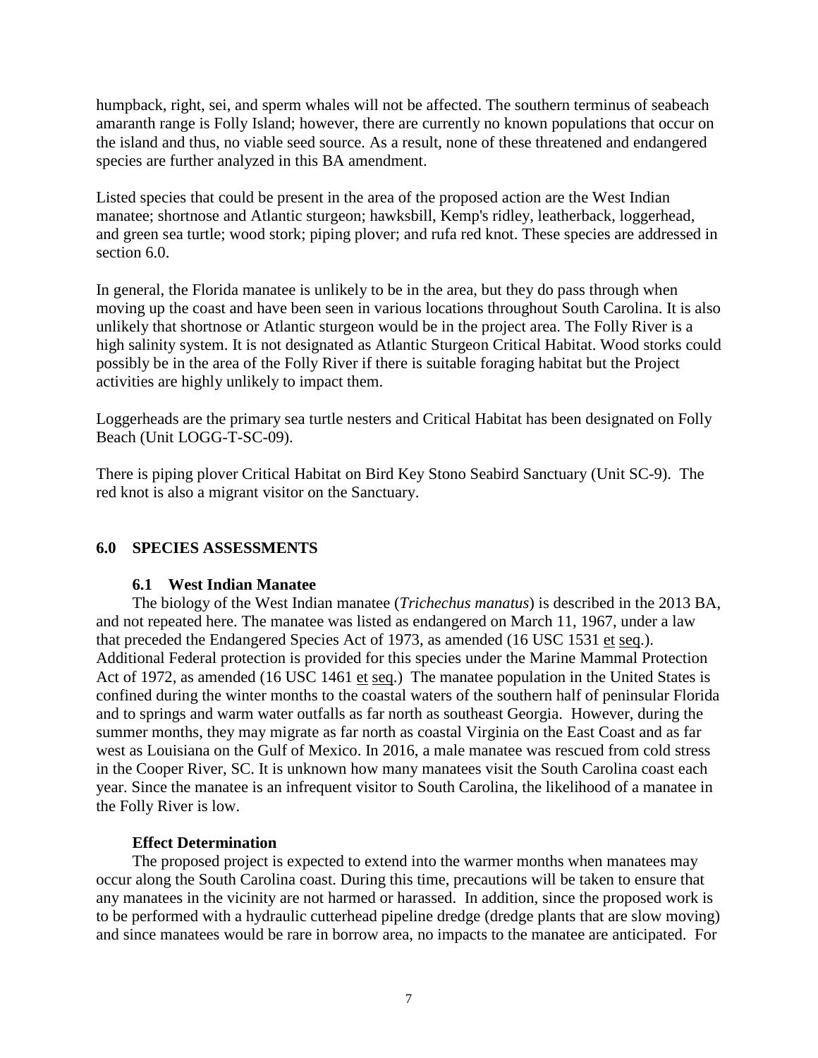humpback, right, sei, and sperm whales will not be affected. The southern terminus of seabeach amaranth range is Folly Island; however, there are currently no known populations that occur on the island and thus, no viable seed source. As a result, none of these threatened and endangered species are further analyzed in this BA amendment.

Listed species that could be present in the area of the proposed action are the West Indian manatee; shortnose and Atlantic sturgeon; hawksbill, Kemp's ridley, leatherback, loggerhead, and green sea turtle; wood stork; piping plover; and rufa red knot. These species are addressed in section 6.0.

In general, the Florida manatee is unlikely to be in the area, but they do pass through when moving up the coast and have been seen in various locations throughout South Carolina. It is also unlikely that shortnose or Atlantic sturgeon would be in the project area. The Folly River is a high salinity system. It is not designated as Atlantic Sturgeon Critical Habitat. Wood storks could possibly be in the area of the Folly River if there is suitable foraging habitat but the Project activities are highly unlikely to impact them.

Loggerheads are the primary sea turtle nesters and Critical Habitat has been designated on Folly Beach (Unit LOGG-T-SC-09).

There is piping plover Critical Habitat on Bird Key Stono Seabird Sanctuary (Unit SC-9). The red knot is also a migrant visitor on the Sanctuary.

## 6.0 SPECIES ASSESSMENTS

### 6.1 West Indian Manatee

The biology of the West Indian manatee (*Trichechus manatus*) is described in the 2013 BA, and not repeated here. The manatee was listed as endangered on March 11, 1967, under a law that preceded the Endangered Species Act of 1973, as amended (16 USC 1531 et seq.). Additional Federal protection is provided for this species under the Marine Mammal Protection Act of 1972, as amended (16 USC 1461 et seq.) The manatee population in the United States is confined during the winter months to the coastal waters of the southern half of peninsular Florida and to springs and warm water outfalls as far north as southeast Georgia. However, during the summer months, they may migrate as far north as coastal Virginia on the East Coast and as far west as Louisiana on the Gulf of Mexico. In 2016, a male manatee was rescued from cold stress in the Cooper River, SC. It is unknown how many manatees visit the South Carolina coast each year. Since the manatee is an infrequent visitor to South Carolina, the likelihood of a manatee in the Folly River is low.

**Effect Determination**

The proposed project is expected to extend into the warmer months when manatees may occur along the South Carolina coast. During this time, precautions will be taken to ensure that any manatees in the vicinity are not harmed or harassed. In addition, since the proposed work is to be performed with a hydraulic cutterhead pipeline dredge (dredge plants that are slow moving) and since manatees would be rare in borrow area, no impacts to the manatee are anticipated. For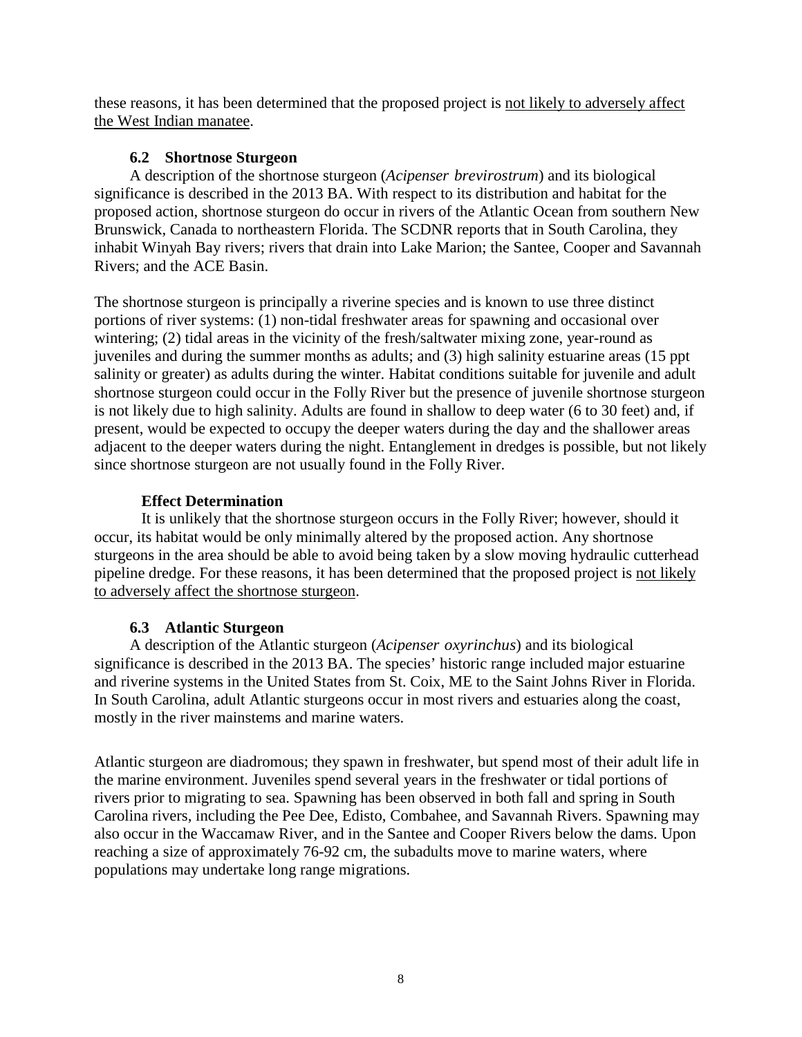these reasons, it has been determined that the proposed project is <u>not likely to adversely affect the West Indian manatee</u>.

### 6.2 Shortnose Sturgeon

A description of the shortnose sturgeon (*Acipenser brevirostrum*) and its biological significance is described in the 2013 BA. With respect to its distribution and habitat for the proposed action, shortnose sturgeon do occur in rivers of the Atlantic Ocean from southern New Brunswick, Canada to northeastern Florida. The SCDNR reports that in South Carolina, they inhabit Winyah Bay rivers; rivers that drain into Lake Marion; the Santee, Cooper and Savannah Rivers; and the ACE Basin.

The shortnose sturgeon is principally a riverine species and is known to use three distinct portions of river systems: (1) non-tidal freshwater areas for spawning and occasional over wintering; (2) tidal areas in the vicinity of the fresh/saltwater mixing zone, year-round as juveniles and during the summer months as adults; and (3) high salinity estuarine areas (15 ppt salinity or greater) as adults during the winter. Habitat conditions suitable for juvenile and adult shortnose sturgeon could occur in the Folly River but the presence of juvenile shortnose sturgeon is not likely due to high salinity. Adults are found in shallow to deep water (6 to 30 feet) and, if present, would be expected to occupy the deeper waters during the day and the shallower areas adjacent to the deeper waters during the night. Entanglement in dredges is possible, but not likely since shortnose sturgeon are not usually found in the Folly River.

#### Effect Determination

It is unlikely that the shortnose sturgeon occurs in the Folly River; however, should it occur, its habitat would be only minimally altered by the proposed action. Any shortnose sturgeons in the area should be able to avoid being taken by a slow moving hydraulic cutterhead pipeline dredge. For these reasons, it has been determined that the proposed project is <u>not likely to adversely affect the shortnose sturgeon</u>.

### 6.3 Atlantic Sturgeon

A description of the Atlantic sturgeon (*Acipenser oxyrinchus*) and its biological significance is described in the 2013 BA. The species' historic range included major estuarine and riverine systems in the United States from St. Coix, ME to the Saint Johns River in Florida. In South Carolina, adult Atlantic sturgeons occur in most rivers and estuaries along the coast, mostly in the river mainstems and marine waters.

Atlantic sturgeon are diadromous; they spawn in freshwater, but spend most of their adult life in the marine environment. Juveniles spend several years in the freshwater or tidal portions of rivers prior to migrating to sea. Spawning has been observed in both fall and spring in South Carolina rivers, including the Pee Dee, Edisto, Combahee, and Savannah Rivers. Spawning may also occur in the Waccamaw River, and in the Santee and Cooper Rivers below the dams. Upon reaching a size of approximately 76-92 cm, the subadults move to marine waters, where populations may undertake long range migrations.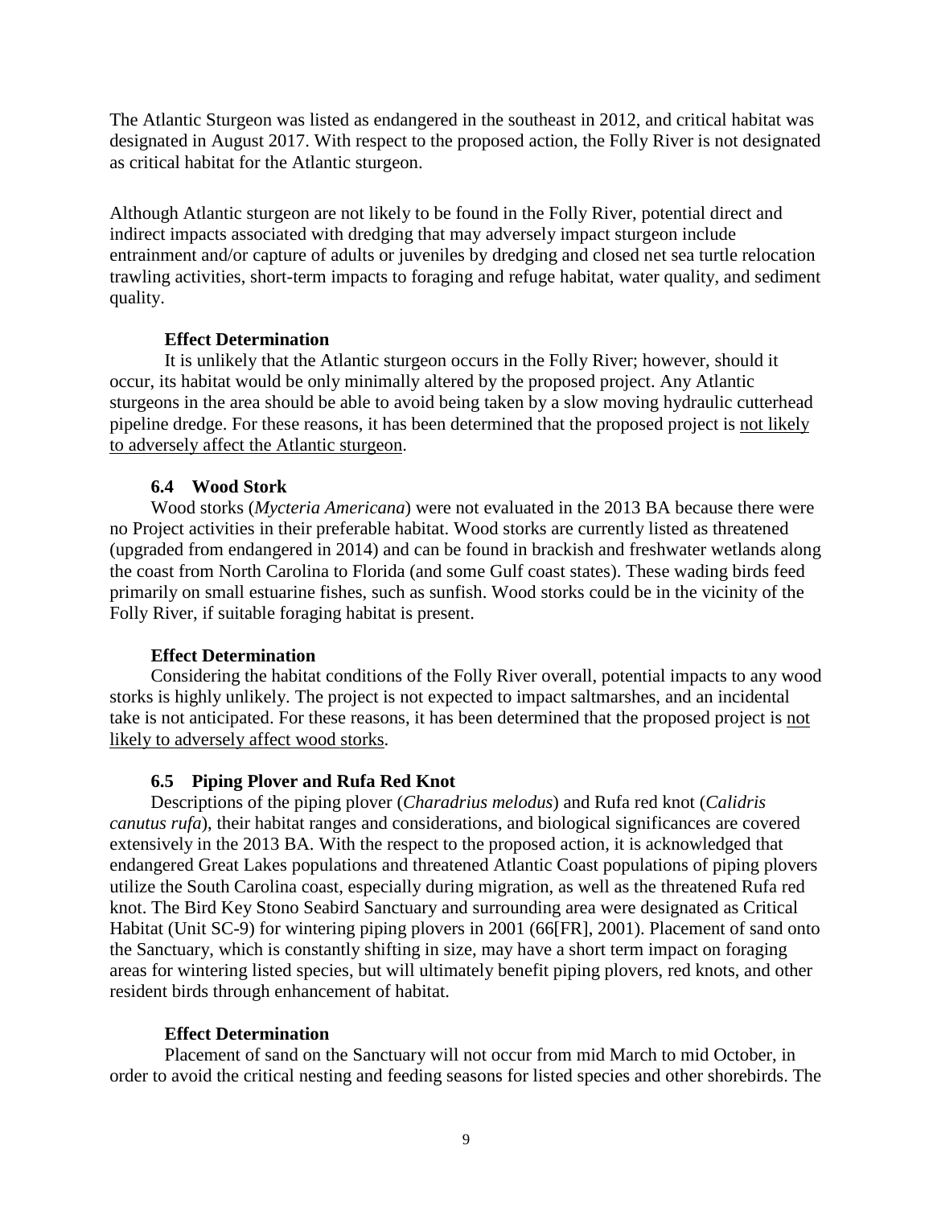The Atlantic Sturgeon was listed as endangered in the southeast in 2012, and critical habitat was designated in August 2017. With respect to the proposed action, the Folly River is not designated as critical habitat for the Atlantic sturgeon.

Although Atlantic sturgeon are not likely to be found in the Folly River, potential direct and indirect impacts associated with dredging that may adversely impact sturgeon include entrainment and/or capture of adults or juveniles by dredging and closed net sea turtle relocation trawling activities, short-term impacts to foraging and refuge habitat, water quality, and sediment quality.

**Effect Determination**

It is unlikely that the Atlantic sturgeon occurs in the Folly River; however, should it occur, its habitat would be only minimally altered by the proposed project. Any Atlantic sturgeons in the area should be able to avoid being taken by a slow moving hydraulic cutterhead pipeline dredge. For these reasons, it has been determined that the proposed project is <u>not likely to adversely affect the Atlantic sturgeon</u>.

### 6.4 Wood Stork

Wood storks (*Mycteria Americana*) were not evaluated in the 2013 BA because there were no Project activities in their preferable habitat. Wood storks are currently listed as threatened (upgraded from endangered in 2014) and can be found in brackish and freshwater wetlands along the coast from North Carolina to Florida (and some Gulf coast states). These wading birds feed primarily on small estuarine fishes, such as sunfish. Wood storks could be in the vicinity of the Folly River, if suitable foraging habitat is present.

**Effect Determination**

Considering the habitat conditions of the Folly River overall, potential impacts to any wood storks is highly unlikely. The project is not expected to impact saltmarshes, and an incidental take is not anticipated. For these reasons, it has been determined that the proposed project is <u>not likely to adversely affect wood storks</u>.

### 6.5 Piping Plover and Rufa Red Knot

Descriptions of the piping plover (*Charadrius melodus*) and Rufa red knot (*Calidris canutus rufa*), their habitat ranges and considerations, and biological significances are covered extensively in the 2013 BA. With the respect to the proposed action, it is acknowledged that endangered Great Lakes populations and threatened Atlantic Coast populations of piping plovers utilize the South Carolina coast, especially during migration, as well as the threatened Rufa red knot. The Bird Key Stono Seabird Sanctuary and surrounding area were designated as Critical Habitat (Unit SC-9) for wintering piping plovers in 2001 (66[FR], 2001). Placement of sand onto the Sanctuary, which is constantly shifting in size, may have a short term impact on foraging areas for wintering listed species, but will ultimately benefit piping plovers, red knots, and other resident birds through enhancement of habitat.

**Effect Determination**

Placement of sand on the Sanctuary will not occur from mid March to mid October, in order to avoid the critical nesting and feeding seasons for listed species and other shorebirds. The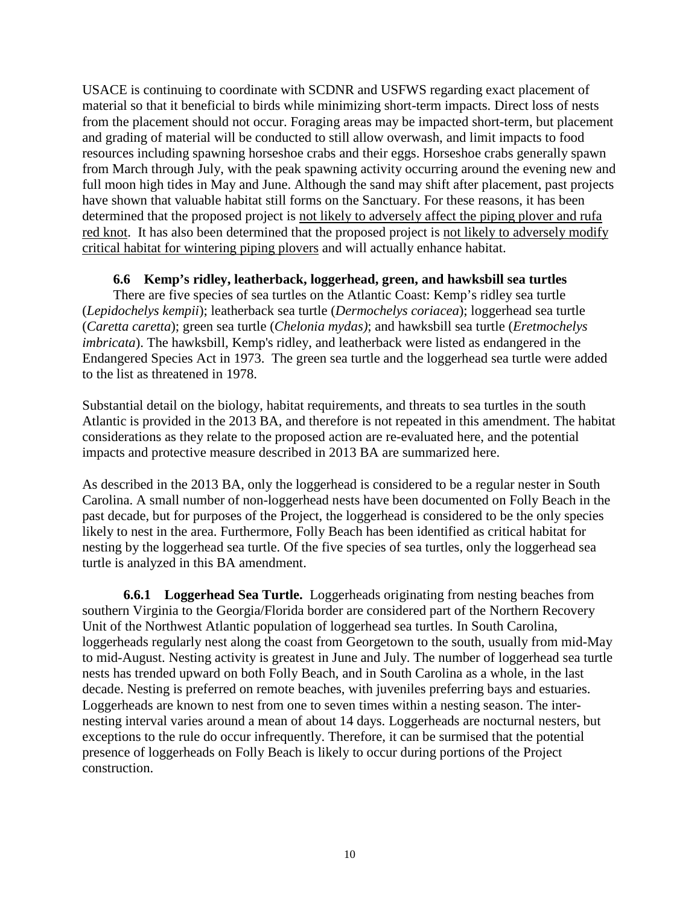USACE is continuing to coordinate with SCDNR and USFWS regarding exact placement of material so that it beneficial to birds while minimizing short-term impacts. Direct loss of nests from the placement should not occur. Foraging areas may be impacted short-term, but placement and grading of material will be conducted to still allow overwash, and limit impacts to food resources including spawning horseshoe crabs and their eggs. Horseshoe crabs generally spawn from March through July, with the peak spawning activity occurring around the evening new and full moon high tides in May and June. Although the sand may shift after placement, past projects have shown that valuable habitat still forms on the Sanctuary. For these reasons, it has been determined that the proposed project is <u>not likely to adversely affect the piping plover and rufa red knot</u>. It has also been determined that the proposed project is <u>not likely to adversely modify critical habitat for wintering piping plovers</u> and will actually enhance habitat.

### 6.6 Kemp's ridley, leatherback, loggerhead, green, and hawksbill sea turtles

There are five species of sea turtles on the Atlantic Coast: Kemp's ridley sea turtle (*Lepidochelys kempii*); leatherback sea turtle (*Dermochelys coriacea*); loggerhead sea turtle (*Caretta caretta*); green sea turtle (*Chelonia mydas)*; and hawksbill sea turtle (*Eretmochelys imbricata*). The hawksbill, Kemp's ridley, and leatherback were listed as endangered in the Endangered Species Act in 1973. The green sea turtle and the loggerhead sea turtle were added to the list as threatened in 1978.

Substantial detail on the biology, habitat requirements, and threats to sea turtles in the south Atlantic is provided in the 2013 BA, and therefore is not repeated in this amendment. The habitat considerations as they relate to the proposed action are re-evaluated here, and the potential impacts and protective measure described in 2013 BA are summarized here.

As described in the 2013 BA, only the loggerhead is considered to be a regular nester in South Carolina. A small number of non-loggerhead nests have been documented on Folly Beach in the past decade, but for purposes of the Project, the loggerhead is considered to be the only species likely to nest in the area. Furthermore, Folly Beach has been identified as critical habitat for nesting by the loggerhead sea turtle. Of the five species of sea turtles, only the loggerhead sea turtle is analyzed in this BA amendment.

**6.6.1 Loggerhead Sea Turtle.** Loggerheads originating from nesting beaches from southern Virginia to the Georgia/Florida border are considered part of the Northern Recovery Unit of the Northwest Atlantic population of loggerhead sea turtles. In South Carolina, loggerheads regularly nest along the coast from Georgetown to the south, usually from mid-May to mid-August. Nesting activity is greatest in June and July. The number of loggerhead sea turtle nests has trended upward on both Folly Beach, and in South Carolina as a whole, in the last decade. Nesting is preferred on remote beaches, with juveniles preferring bays and estuaries. Loggerheads are known to nest from one to seven times within a nesting season. The inter-nesting interval varies around a mean of about 14 days. Loggerheads are nocturnal nesters, but exceptions to the rule do occur infrequently. Therefore, it can be surmised that the potential presence of loggerheads on Folly Beach is likely to occur during portions of the Project construction.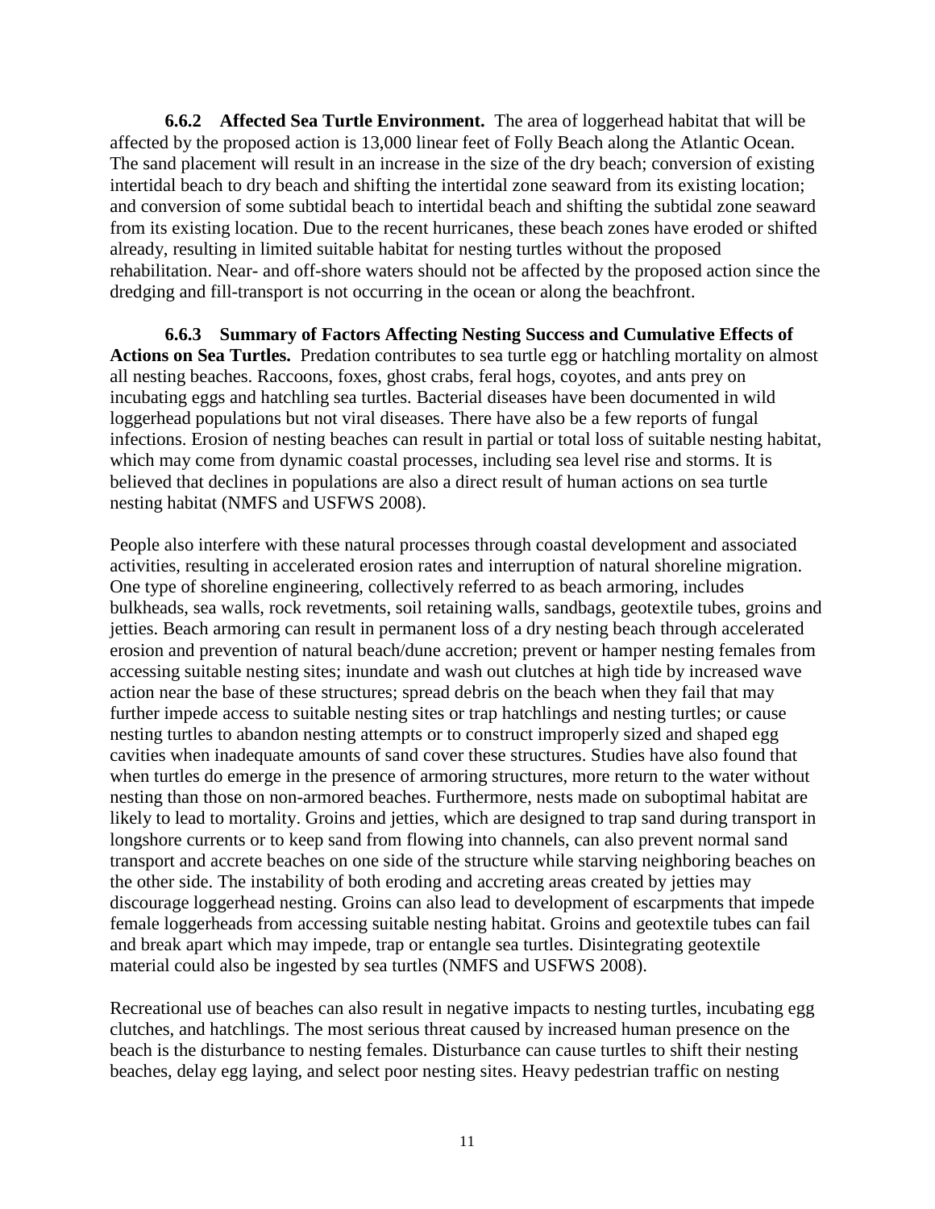**6.6.2 Affected Sea Turtle Environment.** The area of loggerhead habitat that will be affected by the proposed action is 13,000 linear feet of Folly Beach along the Atlantic Ocean. The sand placement will result in an increase in the size of the dry beach; conversion of existing intertidal beach to dry beach and shifting the intertidal zone seaward from its existing location; and conversion of some subtidal beach to intertidal beach and shifting the subtidal zone seaward from its existing location. Due to the recent hurricanes, these beach zones have eroded or shifted already, resulting in limited suitable habitat for nesting turtles without the proposed rehabilitation. Near- and off-shore waters should not be affected by the proposed action since the dredging and fill-transport is not occurring in the ocean or along the beachfront.

**6.6.3 Summary of Factors Affecting Nesting Success and Cumulative Effects of Actions on Sea Turtles.** Predation contributes to sea turtle egg or hatchling mortality on almost all nesting beaches. Raccoons, foxes, ghost crabs, feral hogs, coyotes, and ants prey on incubating eggs and hatchling sea turtles. Bacterial diseases have been documented in wild loggerhead populations but not viral diseases. There have also be a few reports of fungal infections. Erosion of nesting beaches can result in partial or total loss of suitable nesting habitat, which may come from dynamic coastal processes, including sea level rise and storms. It is believed that declines in populations are also a direct result of human actions on sea turtle nesting habitat (NMFS and USFWS 2008).

People also interfere with these natural processes through coastal development and associated activities, resulting in accelerated erosion rates and interruption of natural shoreline migration. One type of shoreline engineering, collectively referred to as beach armoring, includes bulkheads, sea walls, rock revetments, soil retaining walls, sandbags, geotextile tubes, groins and jetties. Beach armoring can result in permanent loss of a dry nesting beach through accelerated erosion and prevention of natural beach/dune accretion; prevent or hamper nesting females from accessing suitable nesting sites; inundate and wash out clutches at high tide by increased wave action near the base of these structures; spread debris on the beach when they fail that may further impede access to suitable nesting sites or trap hatchlings and nesting turtles; or cause nesting turtles to abandon nesting attempts or to construct improperly sized and shaped egg cavities when inadequate amounts of sand cover these structures. Studies have also found that when turtles do emerge in the presence of armoring structures, more return to the water without nesting than those on non-armored beaches. Furthermore, nests made on suboptimal habitat are likely to lead to mortality. Groins and jetties, which are designed to trap sand during transport in longshore currents or to keep sand from flowing into channels, can also prevent normal sand transport and accrete beaches on one side of the structure while starving neighboring beaches on the other side. The instability of both eroding and accreting areas created by jetties may discourage loggerhead nesting. Groins can also lead to development of escarpments that impede female loggerheads from accessing suitable nesting habitat. Groins and geotextile tubes can fail and break apart which may impede, trap or entangle sea turtles. Disintegrating geotextile material could also be ingested by sea turtles (NMFS and USFWS 2008).

Recreational use of beaches can also result in negative impacts to nesting turtles, incubating egg clutches, and hatchlings. The most serious threat caused by increased human presence on the beach is the disturbance to nesting females. Disturbance can cause turtles to shift their nesting beaches, delay egg laying, and select poor nesting sites. Heavy pedestrian traffic on nesting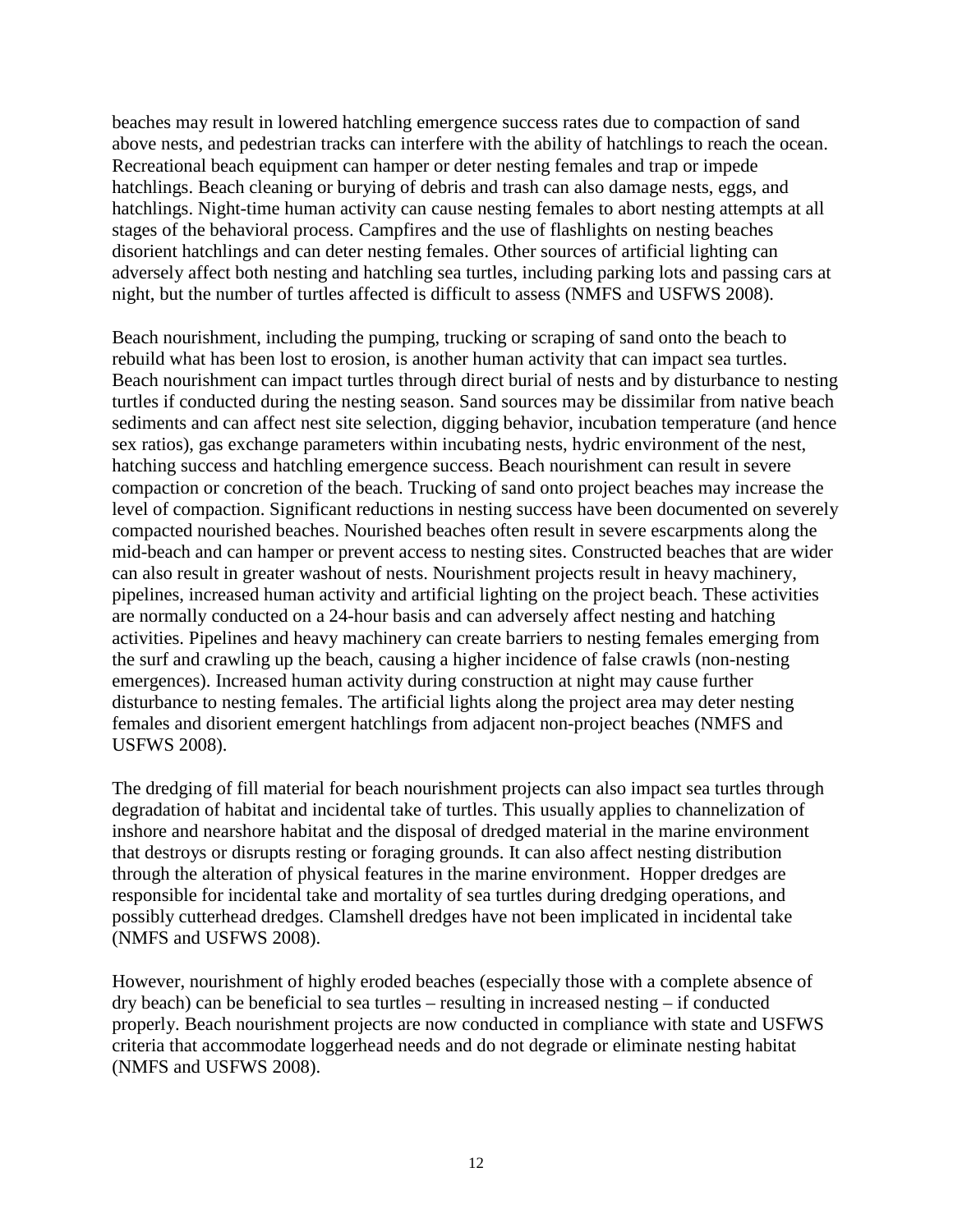beaches may result in lowered hatchling emergence success rates due to compaction of sand above nests, and pedestrian tracks can interfere with the ability of hatchlings to reach the ocean. Recreational beach equipment can hamper or deter nesting females and trap or impede hatchlings. Beach cleaning or burying of debris and trash can also damage nests, eggs, and hatchlings. Night-time human activity can cause nesting females to abort nesting attempts at all stages of the behavioral process. Campfires and the use of flashlights on nesting beaches disorient hatchlings and can deter nesting females. Other sources of artificial lighting can adversely affect both nesting and hatchling sea turtles, including parking lots and passing cars at night, but the number of turtles affected is difficult to assess (NMFS and USFWS 2008).

Beach nourishment, including the pumping, trucking or scraping of sand onto the beach to rebuild what has been lost to erosion, is another human activity that can impact sea turtles. Beach nourishment can impact turtles through direct burial of nests and by disturbance to nesting turtles if conducted during the nesting season. Sand sources may be dissimilar from native beach sediments and can affect nest site selection, digging behavior, incubation temperature (and hence sex ratios), gas exchange parameters within incubating nests, hydric environment of the nest, hatching success and hatchling emergence success. Beach nourishment can result in severe compaction or concretion of the beach. Trucking of sand onto project beaches may increase the level of compaction. Significant reductions in nesting success have been documented on severely compacted nourished beaches. Nourished beaches often result in severe escarpments along the mid-beach and can hamper or prevent access to nesting sites. Constructed beaches that are wider can also result in greater washout of nests. Nourishment projects result in heavy machinery, pipelines, increased human activity and artificial lighting on the project beach. These activities are normally conducted on a 24-hour basis and can adversely affect nesting and hatching activities. Pipelines and heavy machinery can create barriers to nesting females emerging from the surf and crawling up the beach, causing a higher incidence of false crawls (non-nesting emergences). Increased human activity during construction at night may cause further disturbance to nesting females. The artificial lights along the project area may deter nesting females and disorient emergent hatchlings from adjacent non-project beaches (NMFS and USFWS 2008).

The dredging of fill material for beach nourishment projects can also impact sea turtles through degradation of habitat and incidental take of turtles. This usually applies to channelization of inshore and nearshore habitat and the disposal of dredged material in the marine environment that destroys or disrupts resting or foraging grounds. It can also affect nesting distribution through the alteration of physical features in the marine environment. Hopper dredges are responsible for incidental take and mortality of sea turtles during dredging operations, and possibly cutterhead dredges. Clamshell dredges have not been implicated in incidental take (NMFS and USFWS 2008).

However, nourishment of highly eroded beaches (especially those with a complete absence of dry beach) can be beneficial to sea turtles – resulting in increased nesting – if conducted properly. Beach nourishment projects are now conducted in compliance with state and USFWS criteria that accommodate loggerhead needs and do not degrade or eliminate nesting habitat (NMFS and USFWS 2008).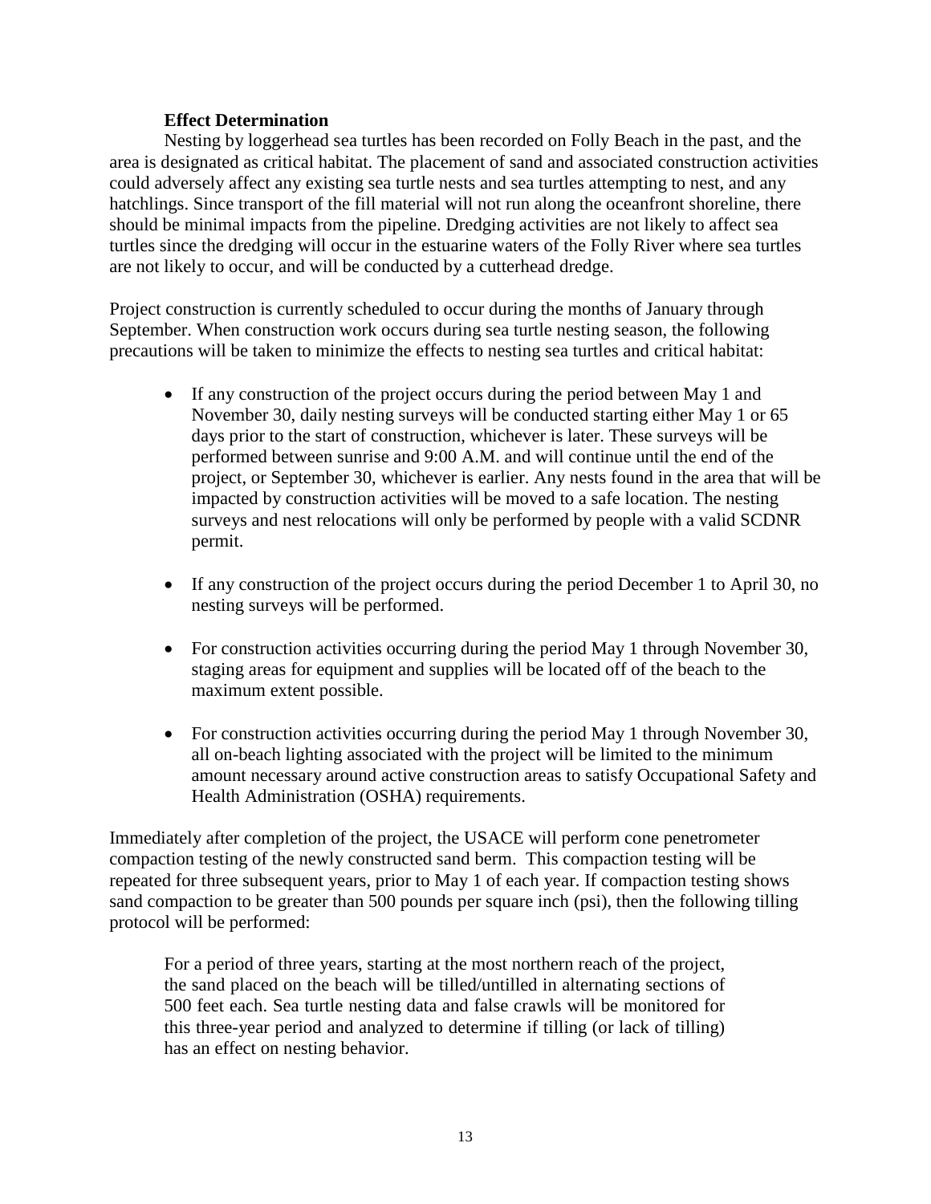**Effect Determination**

Nesting by loggerhead sea turtles has been recorded on Folly Beach in the past, and the area is designated as critical habitat. The placement of sand and associated construction activities could adversely affect any existing sea turtle nests and sea turtles attempting to nest, and any hatchlings. Since transport of the fill material will not run along the oceanfront shoreline, there should be minimal impacts from the pipeline. Dredging activities are not likely to affect sea turtles since the dredging will occur in the estuarine waters of the Folly River where sea turtles are not likely to occur, and will be conducted by a cutterhead dredge.

Project construction is currently scheduled to occur during the months of January through September. When construction work occurs during sea turtle nesting season, the following precautions will be taken to minimize the effects to nesting sea turtles and critical habitat:

- If any construction of the project occurs during the period between May 1 and November 30, daily nesting surveys will be conducted starting either May 1 or 65 days prior to the start of construction, whichever is later. These surveys will be performed between sunrise and 9:00 A.M. and will continue until the end of the project, or September 30, whichever is earlier. Any nests found in the area that will be impacted by construction activities will be moved to a safe location. The nesting surveys and nest relocations will only be performed by people with a valid SCDNR permit.

- If any construction of the project occurs during the period December 1 to April 30, no nesting surveys will be performed.

- For construction activities occurring during the period May 1 through November 30, staging areas for equipment and supplies will be located off of the beach to the maximum extent possible.

- For construction activities occurring during the period May 1 through November 30, all on-beach lighting associated with the project will be limited to the minimum amount necessary around active construction areas to satisfy Occupational Safety and Health Administration (OSHA) requirements.

Immediately after completion of the project, the USACE will perform cone penetrometer compaction testing of the newly constructed sand berm. This compaction testing will be repeated for three subsequent years, prior to May 1 of each year. If compaction testing shows sand compaction to be greater than 500 pounds per square inch (psi), then the following tilling protocol will be performed:

> For a period of three years, starting at the most northern reach of the project, the sand placed on the beach will be tilled/untilled in alternating sections of 500 feet each. Sea turtle nesting data and false crawls will be monitored for this three-year period and analyzed to determine if tilling (or lack of tilling) has an effect on nesting behavior.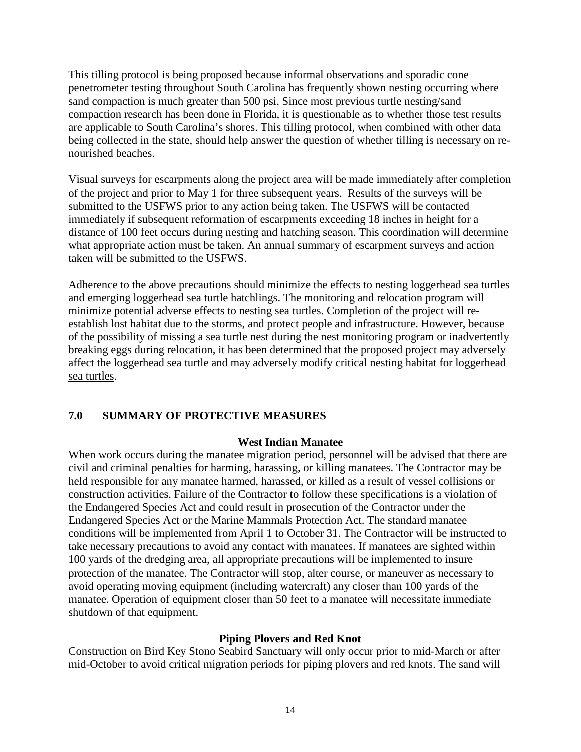This tilling protocol is being proposed because informal observations and sporadic cone penetrometer testing throughout South Carolina has frequently shown nesting occurring where sand compaction is much greater than 500 psi. Since most previous turtle nesting/sand compaction research has been done in Florida, it is questionable as to whether those test results are applicable to South Carolina's shores. This tilling protocol, when combined with other data being collected in the state, should help answer the question of whether tilling is necessary on re-nourished beaches.

Visual surveys for escarpments along the project area will be made immediately after completion of the project and prior to May 1 for three subsequent years. Results of the surveys will be submitted to the USFWS prior to any action being taken. The USFWS will be contacted immediately if subsequent reformation of escarpments exceeding 18 inches in height for a distance of 100 feet occurs during nesting and hatching season. This coordination will determine what appropriate action must be taken. An annual summary of escarpment surveys and action taken will be submitted to the USFWS.

Adherence to the above precautions should minimize the effects to nesting loggerhead sea turtles and emerging loggerhead sea turtle hatchlings. The monitoring and relocation program will minimize potential adverse effects to nesting sea turtles. Completion of the project will re-establish lost habitat due to the storms, and protect people and infrastructure. However, because of the possibility of missing a sea turtle nest during the nest monitoring program or inadvertently breaking eggs during relocation, it has been determined that the proposed project <u>may adversely affect the loggerhead sea turtle</u> and <u>may adversely modify critical nesting habitat for loggerhead sea turtles</u>.

## 7.0 SUMMARY OF PROTECTIVE MEASURES

**West Indian Manatee**

When work occurs during the manatee migration period, personnel will be advised that there are civil and criminal penalties for harming, harassing, or killing manatees. The Contractor may be held responsible for any manatee harmed, harassed, or killed as a result of vessel collisions or construction activities. Failure of the Contractor to follow these specifications is a violation of the Endangered Species Act and could result in prosecution of the Contractor under the Endangered Species Act or the Marine Mammals Protection Act. The standard manatee conditions will be implemented from April 1 to October 31. The Contractor will be instructed to take necessary precautions to avoid any contact with manatees. If manatees are sighted within 100 yards of the dredging area, all appropriate precautions will be implemented to insure protection of the manatee. The Contractor will stop, alter course, or maneuver as necessary to avoid operating moving equipment (including watercraft) any closer than 100 yards of the manatee. Operation of equipment closer than 50 feet to a manatee will necessitate immediate shutdown of that equipment.

**Piping Plovers and Red Knot**

Construction on Bird Key Stono Seabird Sanctuary will only occur prior to mid-March or after mid-October to avoid critical migration periods for piping plovers and red knots. The sand will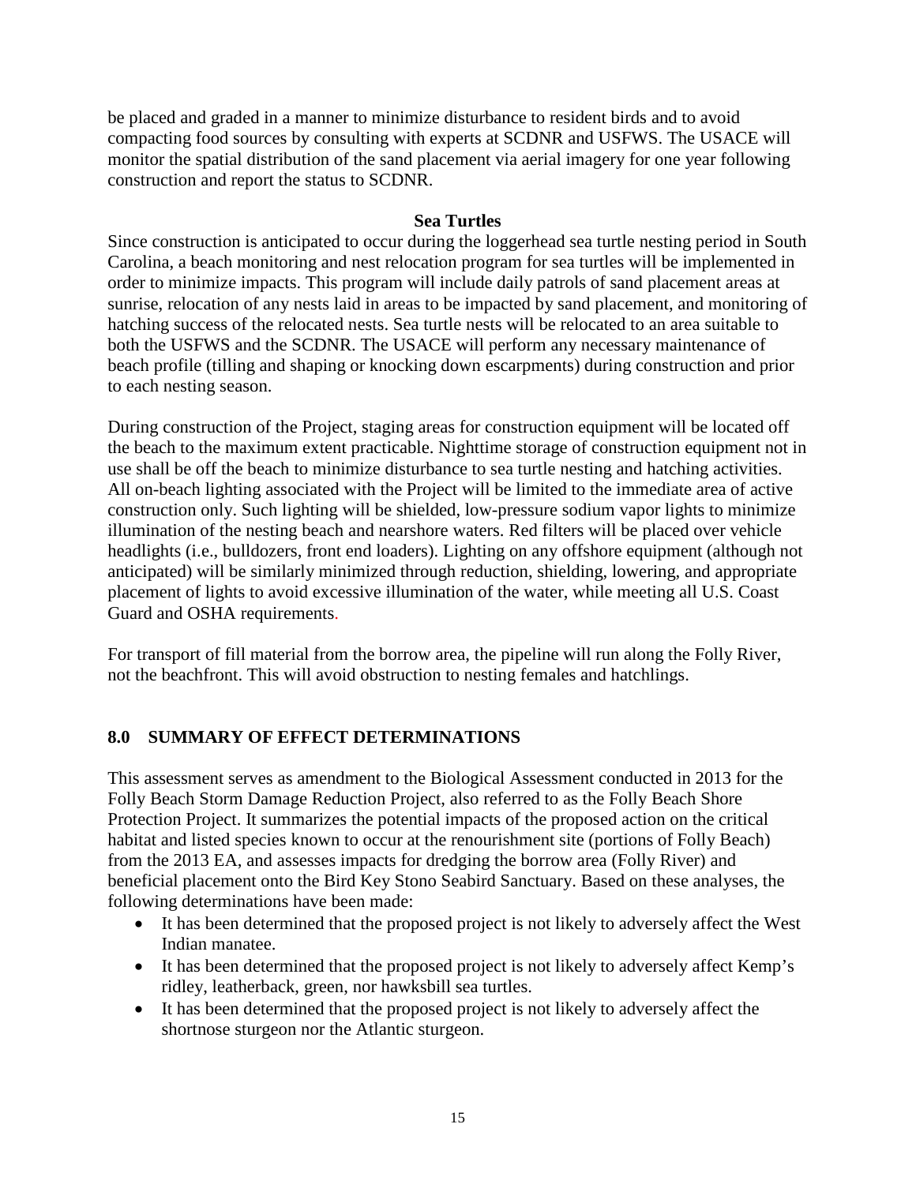be placed and graded in a manner to minimize disturbance to resident birds and to avoid compacting food sources by consulting with experts at SCDNR and USFWS. The USACE will monitor the spatial distribution of the sand placement via aerial imagery for one year following construction and report the status to SCDNR.

**Sea Turtles**

Since construction is anticipated to occur during the loggerhead sea turtle nesting period in South Carolina, a beach monitoring and nest relocation program for sea turtles will be implemented in order to minimize impacts. This program will include daily patrols of sand placement areas at sunrise, relocation of any nests laid in areas to be impacted by sand placement, and monitoring of hatching success of the relocated nests. Sea turtle nests will be relocated to an area suitable to both the USFWS and the SCDNR. The USACE will perform any necessary maintenance of beach profile (tilling and shaping or knocking down escarpments) during construction and prior to each nesting season.

During construction of the Project, staging areas for construction equipment will be located off the beach to the maximum extent practicable. Nighttime storage of construction equipment not in use shall be off the beach to minimize disturbance to sea turtle nesting and hatching activities. All on-beach lighting associated with the Project will be limited to the immediate area of active construction only. Such lighting will be shielded, low-pressure sodium vapor lights to minimize illumination of the nesting beach and nearshore waters. Red filters will be placed over vehicle headlights (i.e., bulldozers, front end loaders). Lighting on any offshore equipment (although not anticipated) will be similarly minimized through reduction, shielding, lowering, and appropriate placement of lights to avoid excessive illumination of the water, while meeting all U.S. Coast Guard and OSHA requirements.

For transport of fill material from the borrow area, the pipeline will run along the Folly River, not the beachfront. This will avoid obstruction to nesting females and hatchlings.

## 8.0 SUMMARY OF EFFECT DETERMINATIONS

This assessment serves as amendment to the Biological Assessment conducted in 2013 for the Folly Beach Storm Damage Reduction Project, also referred to as the Folly Beach Shore Protection Project. It summarizes the potential impacts of the proposed action on the critical habitat and listed species known to occur at the renourishment site (portions of Folly Beach) from the 2013 EA, and assesses impacts for dredging the borrow area (Folly River) and beneficial placement onto the Bird Key Stono Seabird Sanctuary. Based on these analyses, the following determinations have been made:

- It has been determined that the proposed project is not likely to adversely affect the West Indian manatee.
- It has been determined that the proposed project is not likely to adversely affect Kemp's ridley, leatherback, green, nor hawksbill sea turtles.
- It has been determined that the proposed project is not likely to adversely affect the shortnose sturgeon nor the Atlantic sturgeon.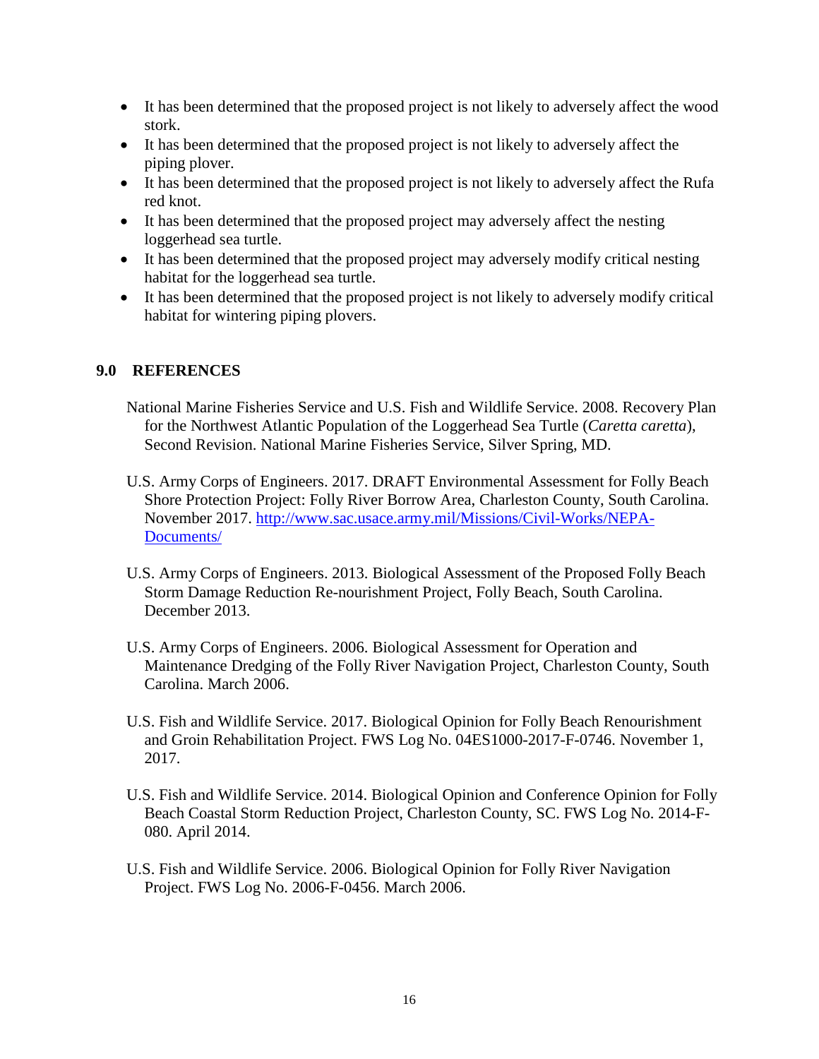- It has been determined that the proposed project is not likely to adversely affect the wood stork.
- It has been determined that the proposed project is not likely to adversely affect the piping plover.
- It has been determined that the proposed project is not likely to adversely affect the Rufa red knot.
- It has been determined that the proposed project may adversely affect the nesting loggerhead sea turtle.
- It has been determined that the proposed project may adversely modify critical nesting habitat for the loggerhead sea turtle.
- It has been determined that the proposed project is not likely to adversely modify critical habitat for wintering piping plovers.

## 9.0 REFERENCES

National Marine Fisheries Service and U.S. Fish and Wildlife Service. 2008. Recovery Plan for the Northwest Atlantic Population of the Loggerhead Sea Turtle (*Caretta caretta*), Second Revision. National Marine Fisheries Service, Silver Spring, MD.

U.S. Army Corps of Engineers. 2017. DRAFT Environmental Assessment for Folly Beach Shore Protection Project: Folly River Borrow Area, Charleston County, South Carolina. November 2017. [http://www.sac.usace.army.mil/Missions/Civil-Works/NEPA-Documents/](http://www.sac.usace.army.mil/Missions/Civil-Works/NEPA-Documents/)

U.S. Army Corps of Engineers. 2013. Biological Assessment of the Proposed Folly Beach Storm Damage Reduction Re-nourishment Project, Folly Beach, South Carolina. December 2013.

U.S. Army Corps of Engineers. 2006. Biological Assessment for Operation and Maintenance Dredging of the Folly River Navigation Project, Charleston County, South Carolina. March 2006.

U.S. Fish and Wildlife Service. 2017. Biological Opinion for Folly Beach Renourishment and Groin Rehabilitation Project. FWS Log No. 04ES1000-2017-F-0746. November 1, 2017.

U.S. Fish and Wildlife Service. 2014. Biological Opinion and Conference Opinion for Folly Beach Coastal Storm Reduction Project, Charleston County, SC. FWS Log No. 2014-F-080. April 2014.

U.S. Fish and Wildlife Service. 2006. Biological Opinion for Folly River Navigation Project. FWS Log No. 2006-F-0456. March 2006.